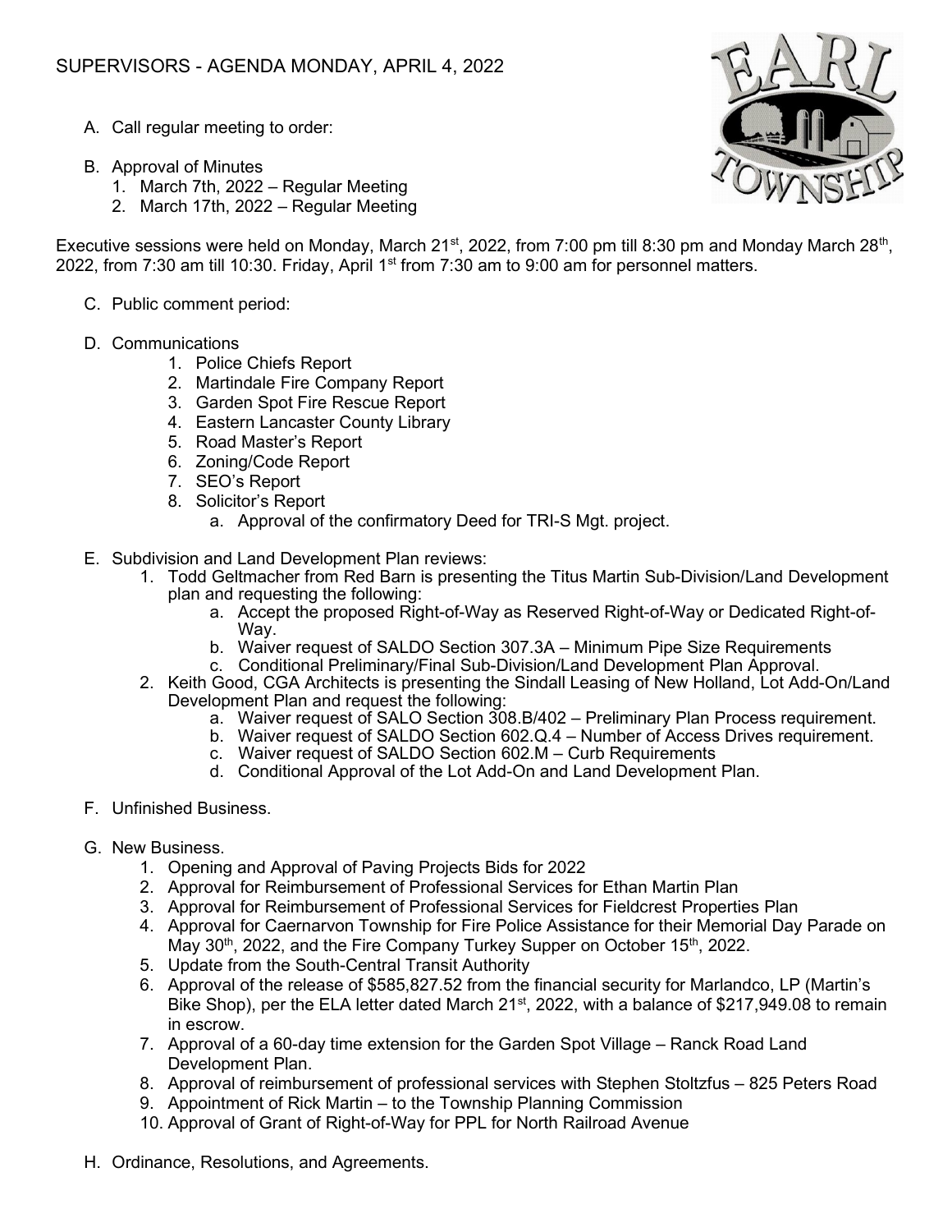# SUPERVISORS - AGENDA MONDAY, APRIL 4, 2022

A. Call regular meeting to order:

B. Approval of Minutes
   1. March 7th, 2022 – Regular Meeting
   2. March 17th, 2022 – Regular Meeting

Executive sessions were held on Monday, March 21st, 2022, from 7:00 pm till 8:30 pm and Monday March 28th, 2022, from 7:30 am till 10:30. Friday, April 1st from 7:30 am to 9:00 am for personnel matters.

C. Public comment period:

D. Communications
   1. Police Chiefs Report
   2. Martindale Fire Company Report
   3. Garden Spot Fire Rescue Report
   4. Eastern Lancaster County Library
   5. Road Master's Report
   6. Zoning/Code Report
   7. SEO's Report
   8. Solicitor's Report
      a. Approval of the confirmatory Deed for TRI-S Mgt. project.

E. Subdivision and Land Development Plan reviews:
   1. Todd Geltmacher from Red Barn is presenting the Titus Martin Sub-Division/Land Development plan and requesting the following:
      a. Accept the proposed Right-of-Way as Reserved Right-of-Way or Dedicated Right-of-Way.
      b. Waiver request of SALDO Section 307.3A – Minimum Pipe Size Requirements
      c. Conditional Preliminary/Final Sub-Division/Land Development Plan Approval.
   2. Keith Good, CGA Architects is presenting the Sindall Leasing of New Holland, Lot Add-On/Land Development Plan and request the following:
      a. Waiver request of SALO Section 308.B/402 – Preliminary Plan Process requirement.
      b. Waiver request of SALDO Section 602.Q.4 – Number of Access Drives requirement.
      c. Waiver request of SALDO Section 602.M – Curb Requirements
      d. Conditional Approval of the Lot Add-On and Land Development Plan.

F. Unfinished Business.

G. New Business.
   1. Opening and Approval of Paving Projects Bids for 2022
   2. Approval for Reimbursement of Professional Services for Ethan Martin Plan
   3. Approval for Reimbursement of Professional Services for Fieldcrest Properties Plan
   4. Approval for Caernarvon Township for Fire Police Assistance for their Memorial Day Parade on May 30th, 2022, and the Fire Company Turkey Supper on October 15th, 2022.
   5. Update from the South-Central Transit Authority
   6. Approval of the release of $585,827.52 from the financial security for Marlandco, LP (Martin's Bike Shop), per the ELA letter dated March 21st, 2022, with a balance of $217,949.08 to remain in escrow.
   7. Approval of a 60-day time extension for the Garden Spot Village – Ranck Road Land Development Plan.
   8. Approval of reimbursement of professional services with Stephen Stoltzfus – 825 Peters Road
   9. Appointment of Rick Martin – to the Township Planning Commission
   10. Approval of Grant of Right-of-Way for PPL for North Railroad Avenue

H. Ordinance, Resolutions, and Agreements.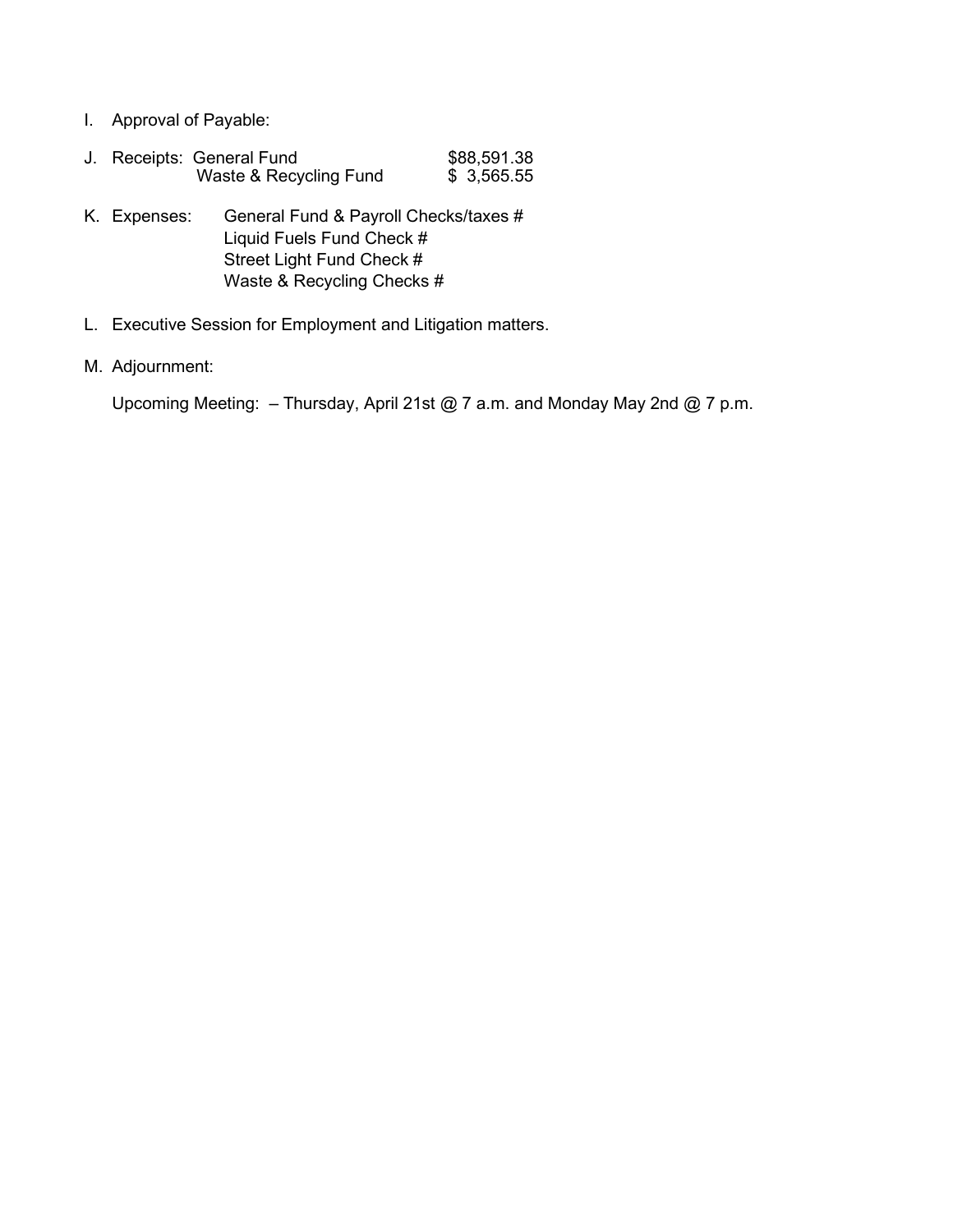I. Approval of Payable:

J. Receipts: General Fund $88,591.38
 Waste & Recycling Fund $ 3,565.55

K. Expenses: General Fund & Payroll Checks/taxes #
 Liquid Fuels Fund Check #
 Street Light Fund Check #
 Waste & Recycling Checks #

L. Executive Session for Employment and Litigation matters.

M. Adjournment:

Upcoming Meeting: – Thursday, April 21st @ 7 a.m. and Monday May 2nd @ 7 p.m.